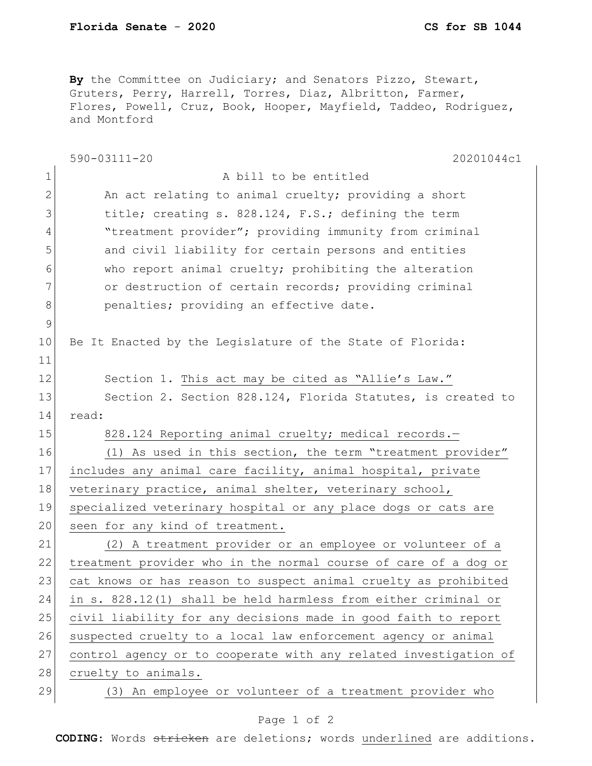**By** the Committee on Judiciary; and Senators Pizzo, Stewart, Gruters, Perry, Harrell, Torres, Diaz, Albritton, Farmer, Flores, Powell, Cruz, Book, Hooper, Mayfield, Taddeo, Rodriguez, and Montford

590-03111-20 20201044c1

A bill to be entitled

An act relating to animal cruelty; providing a short title; creating s. 828.124, F.S.; defining the term "treatment provider"; providing immunity from criminal and civil liability for certain persons and entities who report animal cruelty; prohibiting the alteration or destruction of certain records; providing criminal penalties; providing an effective date.

Be It Enacted by the Legislature of the State of Florida:

Section 1. This act may be cited as "Allie's Law."

Section 2. Section 828.124, Florida Statutes, is created to read:

828.124 Reporting animal cruelty; medical records.—

(1) As used in this section, the term "treatment provider" includes any animal care facility, animal hospital, private veterinary practice, animal shelter, veterinary school, specialized veterinary hospital or any place dogs or cats are seen for any kind of treatment.

(2) A treatment provider or an employee or volunteer of a treatment provider who in the normal course of care of a dog or cat knows or has reason to suspect animal cruelty as prohibited in s. 828.12(1) shall be held harmless from either criminal or civil liability for any decisions made in good faith to report suspected cruelty to a local law enforcement agency or animal control agency or to cooperate with any related investigation of cruelty to animals.

(3) An employee or volunteer of a treatment provider who

**CODING:** Words ~~stricken~~ are deletions; words underlined are additions.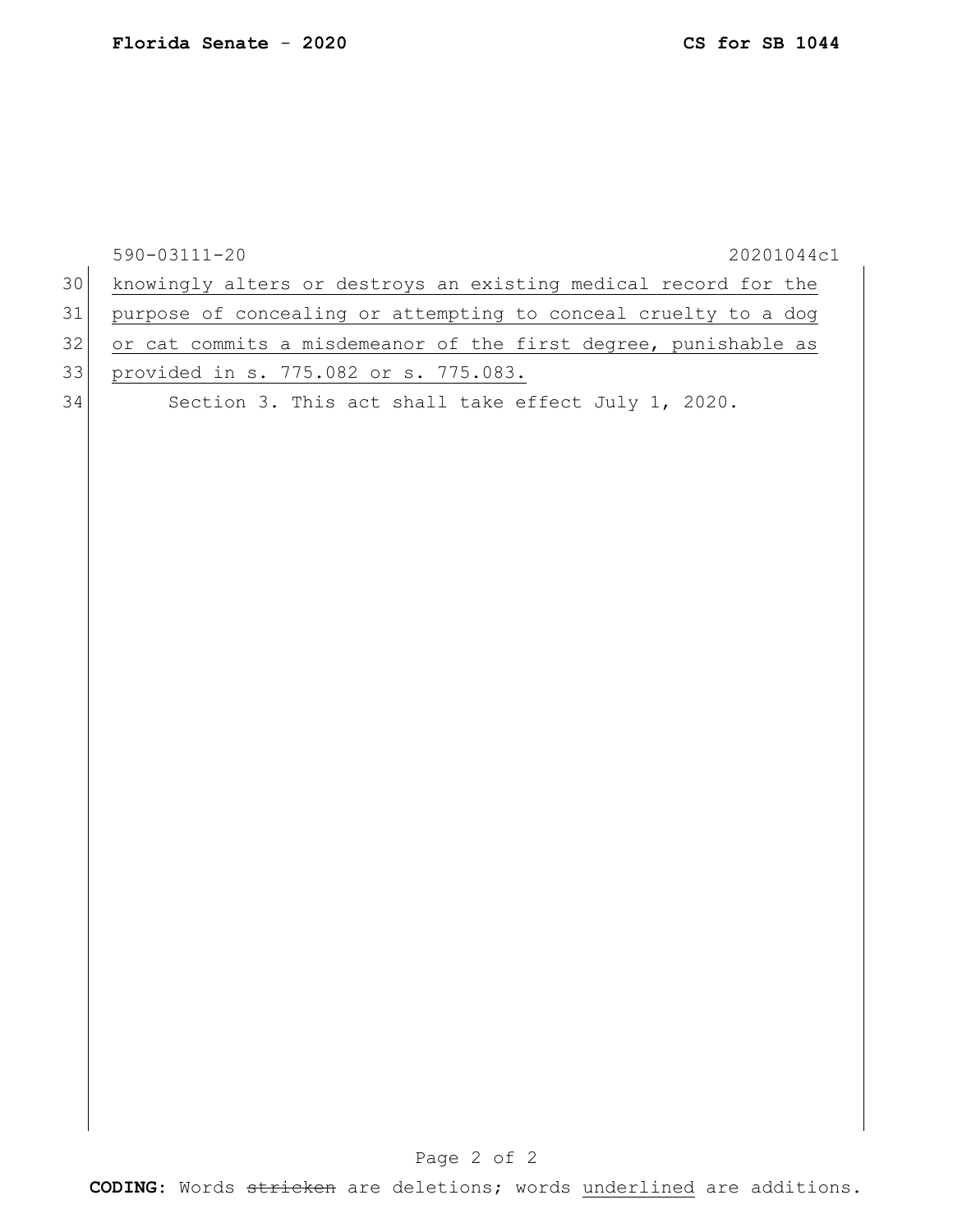590-03111-20 20201044c1

30 knowingly alters or destroys an existing medical record for the
31 purpose of concealing or attempting to conceal cruelty to a dog
32 or cat commits a misdemeanor of the first degree, punishable as
33 provided in s. 775.082 or s. 775.083.
34 Section 3. This act shall take effect July 1, 2020.

**CODING:** Words ~~stricken~~ are deletions; words underlined are additions.